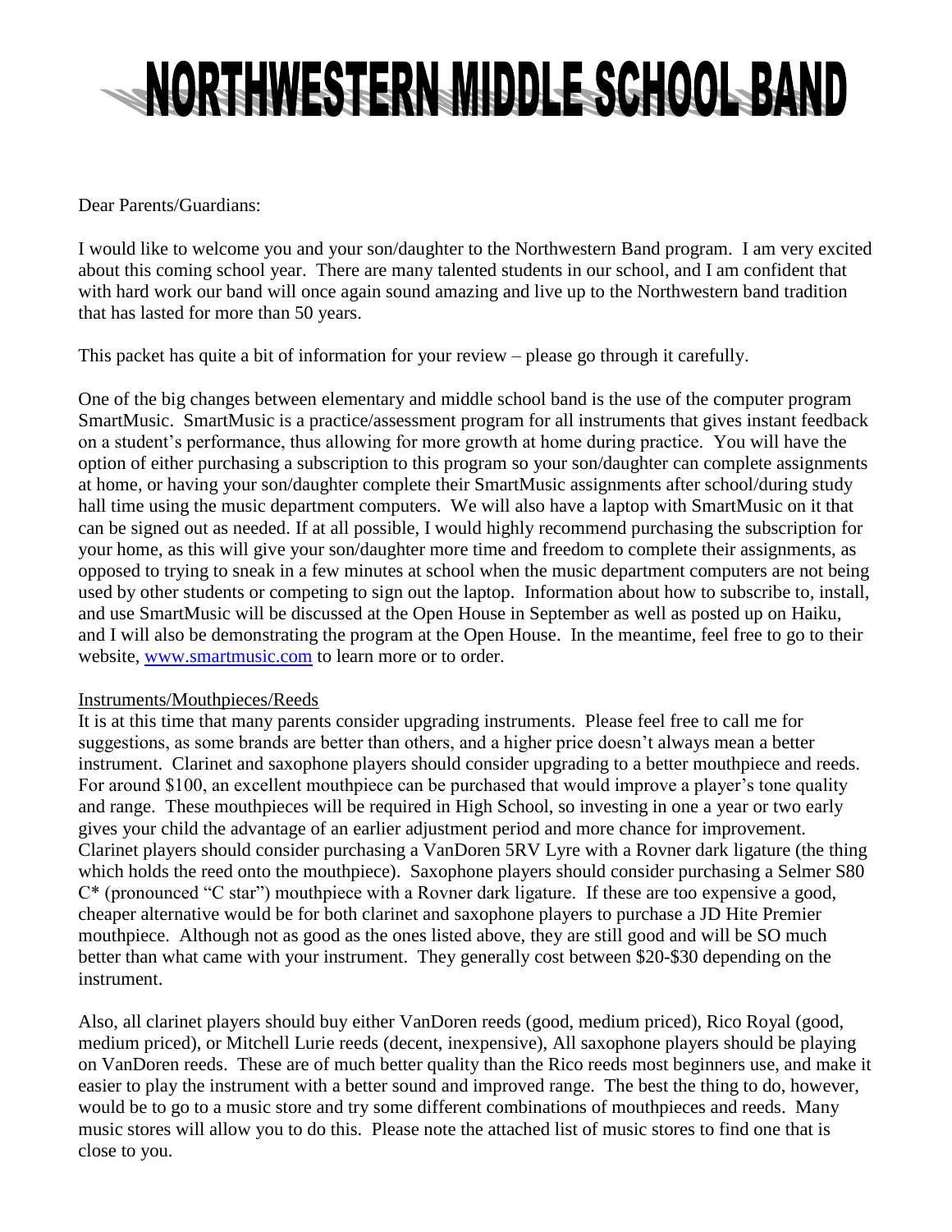# NORTHWESTERN MIDDLE SCHOOL BAND

Dear Parents/Guardians:

I would like to welcome you and your son/daughter to the Northwestern Band program. I am very excited about this coming school year. There are many talented students in our school, and I am confident that with hard work our band will once again sound amazing and live up to the Northwestern band tradition that has lasted for more than 50 years.

This packet has quite a bit of information for your review – please go through it carefully.

One of the big changes between elementary and middle school band is the use of the computer program SmartMusic. SmartMusic is a practice/assessment program for all instruments that gives instant feedback on a student's performance, thus allowing for more growth at home during practice. You will have the option of either purchasing a subscription to this program so your son/daughter can complete assignments at home, or having your son/daughter complete their SmartMusic assignments after school/during study hall time using the music department computers. We will also have a laptop with SmartMusic on it that can be signed out as needed. If at all possible, I would highly recommend purchasing the subscription for your home, as this will give your son/daughter more time and freedom to complete their assignments, as opposed to trying to sneak in a few minutes at school when the music department computers are not being used by other students or competing to sign out the laptop. Information about how to subscribe to, install, and use SmartMusic will be discussed at the Open House in September as well as posted up on Haiku, and I will also be demonstrating the program at the Open House. In the meantime, feel free to go to their website, [www.smartmusic.com](http://www.smartmusic.com) to learn more or to order.

<u>Instruments/Mouthpieces/Reeds</u>

It is at this time that many parents consider upgrading instruments. Please feel free to call me for suggestions, as some brands are better than others, and a higher price doesn't always mean a better instrument. Clarinet and saxophone players should consider upgrading to a better mouthpiece and reeds. For around \$100, an excellent mouthpiece can be purchased that would improve a player's tone quality and range. These mouthpieces will be required in High School, so investing in one a year or two early gives your child the advantage of an earlier adjustment period and more chance for improvement. Clarinet players should consider purchasing a VanDoren 5RV Lyre with a Rovner dark ligature (the thing which holds the reed onto the mouthpiece). Saxophone players should consider purchasing a Selmer S80 C* (pronounced "C star") mouthpiece with a Rovner dark ligature. If these are too expensive a good, cheaper alternative would be for both clarinet and saxophone players to purchase a JD Hite Premier mouthpiece. Although not as good as the ones listed above, they are still good and will be SO much better than what came with your instrument. They generally cost between \$20-\$30 depending on the instrument.

Also, all clarinet players should buy either VanDoren reeds (good, medium priced), Rico Royal (good, medium priced), or Mitchell Lurie reeds (decent, inexpensive), All saxophone players should be playing on VanDoren reeds. These are of much better quality than the Rico reeds most beginners use, and make it easier to play the instrument with a better sound and improved range. The best the thing to do, however, would be to go to a music store and try some different combinations of mouthpieces and reeds. Many music stores will allow you to do this. Please note the attached list of music stores to find one that is close to you.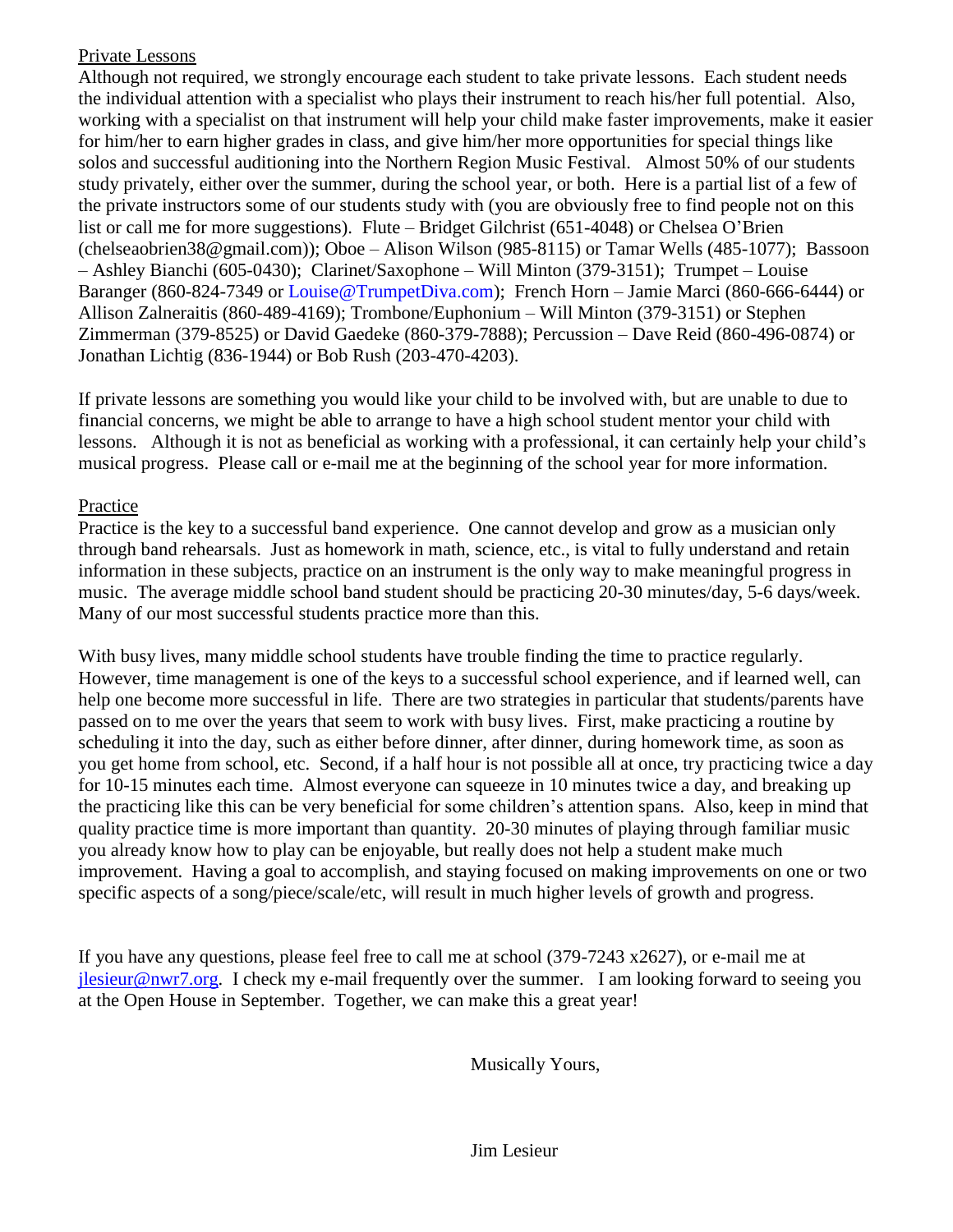Private Lessons

Although not required, we strongly encourage each student to take private lessons. Each student needs the individual attention with a specialist who plays their instrument to reach his/her full potential. Also, working with a specialist on that instrument will help your child make faster improvements, make it easier for him/her to earn higher grades in class, and give him/her more opportunities for special things like solos and successful auditioning into the Northern Region Music Festival. Almost 50% of our students study privately, either over the summer, during the school year, or both. Here is a partial list of a few of the private instructors some of our students study with (you are obviously free to find people not on this list or call me for more suggestions). Flute – Bridget Gilchrist (651-4048) or Chelsea O'Brien (chelseaobrien38@gmail.com)); Oboe – Alison Wilson (985-8115) or Tamar Wells (485-1077); Bassoon – Ashley Bianchi (605-0430); Clarinet/Saxophone – Will Minton (379-3151); Trumpet – Louise Baranger (860-824-7349 or Louise@TrumpetDiva.com); French Horn – Jamie Marci (860-666-6444) or Allison Zalneraitis (860-489-4169); Trombone/Euphonium – Will Minton (379-3151) or Stephen Zimmerman (379-8525) or David Gaedeke (860-379-7888); Percussion – Dave Reid (860-496-0874) or Jonathan Lichtig (836-1944) or Bob Rush (203-470-4203).

If private lessons are something you would like your child to be involved with, but are unable to due to financial concerns, we might be able to arrange to have a high school student mentor your child with lessons. Although it is not as beneficial as working with a professional, it can certainly help your child's musical progress. Please call or e-mail me at the beginning of the school year for more information.

Practice

Practice is the key to a successful band experience. One cannot develop and grow as a musician only through band rehearsals. Just as homework in math, science, etc., is vital to fully understand and retain information in these subjects, practice on an instrument is the only way to make meaningful progress in music. The average middle school band student should be practicing 20-30 minutes/day, 5-6 days/week. Many of our most successful students practice more than this.

With busy lives, many middle school students have trouble finding the time to practice regularly. However, time management is one of the keys to a successful school experience, and if learned well, can help one become more successful in life. There are two strategies in particular that students/parents have passed on to me over the years that seem to work with busy lives. First, make practicing a routine by scheduling it into the day, such as either before dinner, after dinner, during homework time, as soon as you get home from school, etc. Second, if a half hour is not possible all at once, try practicing twice a day for 10-15 minutes each time. Almost everyone can squeeze in 10 minutes twice a day, and breaking up the practicing like this can be very beneficial for some children's attention spans. Also, keep in mind that quality practice time is more important than quantity. 20-30 minutes of playing through familiar music you already know how to play can be enjoyable, but really does not help a student make much improvement. Having a goal to accomplish, and staying focused on making improvements on one or two specific aspects of a song/piece/scale/etc, will result in much higher levels of growth and progress.

If you have any questions, please feel free to call me at school (379-7243 x2627), or e-mail me at jlesieur@nwr7.org. I check my e-mail frequently over the summer. I am looking forward to seeing you at the Open House in September. Together, we can make this a great year!

Musically Yours,

Jim Lesieur